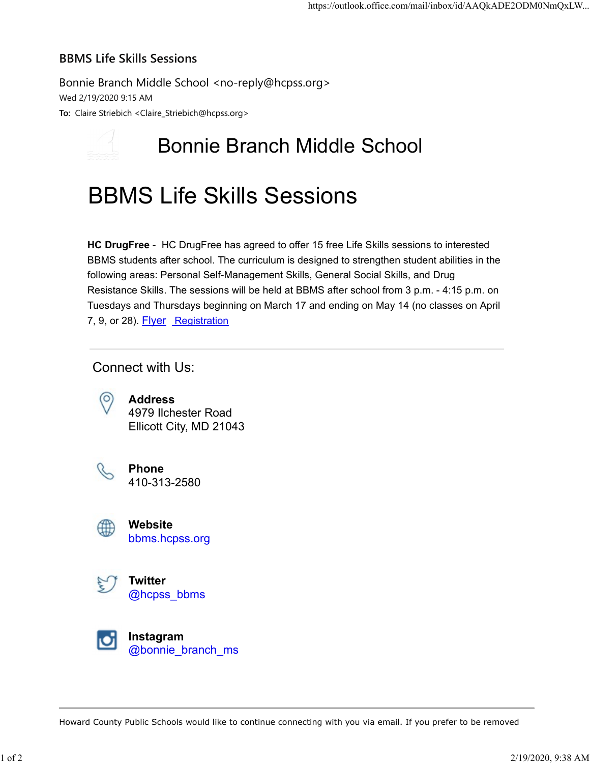# BBMS Life Skills Sessions

Bonnie Branch Middle School <no-reply@hcpss.org>
Wed 2/19/2020 9:15 AM
**To:** Claire Striebich <Claire_Striebich@hcpss.org>

## Bonnie Branch Middle School

# BBMS Life Skills Sessions

**HC DrugFree** - HC DrugFree has agreed to offer 15 free Life Skills sessions to interested BBMS students after school. The curriculum is designed to strengthen student abilities in the following areas: Personal Self-Management Skills, General Social Skills, and Drug Resistance Skills. The sessions will be held at BBMS after school from 3 p.m. - 4:15 p.m. on Tuesdays and Thursdays beginning on March 17 and ending on May 14 (no classes on April 7, 9, or 28). Flyer Registration

---

Connect with Us:

**Address**
4979 Ilchester Road
Ellicott City, MD 21043

**Phone**
410-313-2580

**Website**
bbms.hcpss.org

**Twitter**
@hcpss_bbms

**Instagram**
@bonnie_branch_ms

---

Howard County Public Schools would like to continue connecting with you via email. If you prefer to be removed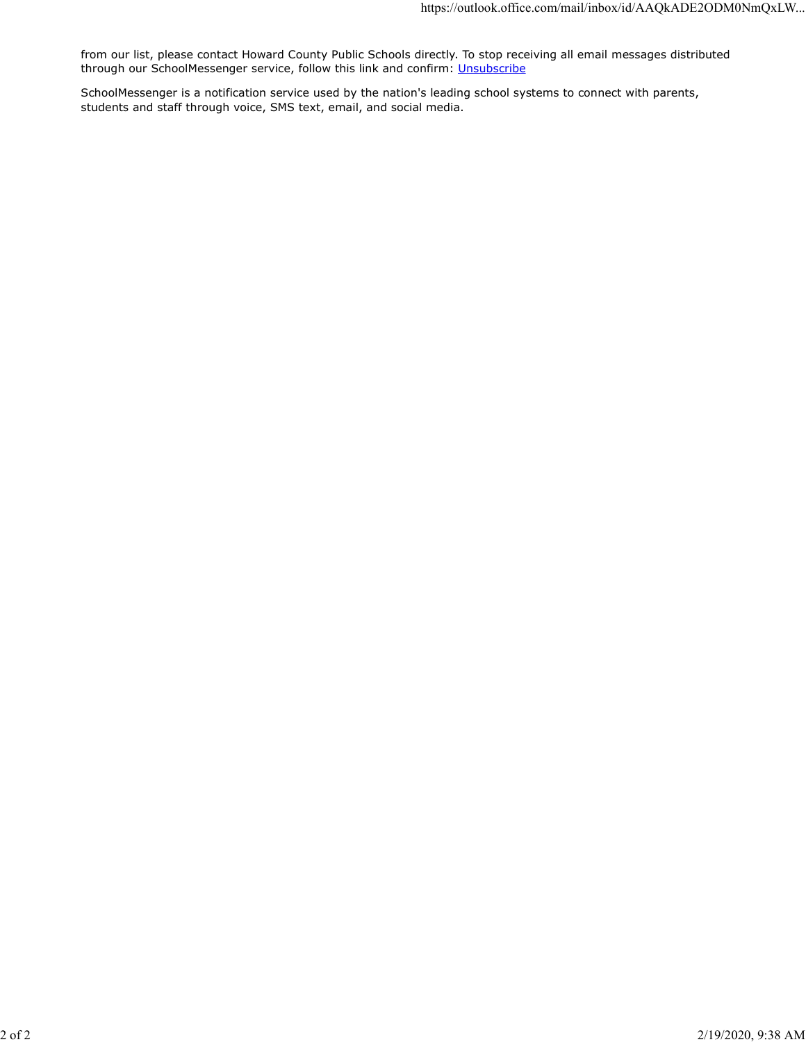from our list, please contact Howard County Public Schools directly. To stop receiving all email messages distributed through our SchoolMessenger service, follow this link and confirm: Unsubscribe

SchoolMessenger is a notification service used by the nation's leading school systems to connect with parents, students and staff through voice, SMS text, email, and social media.